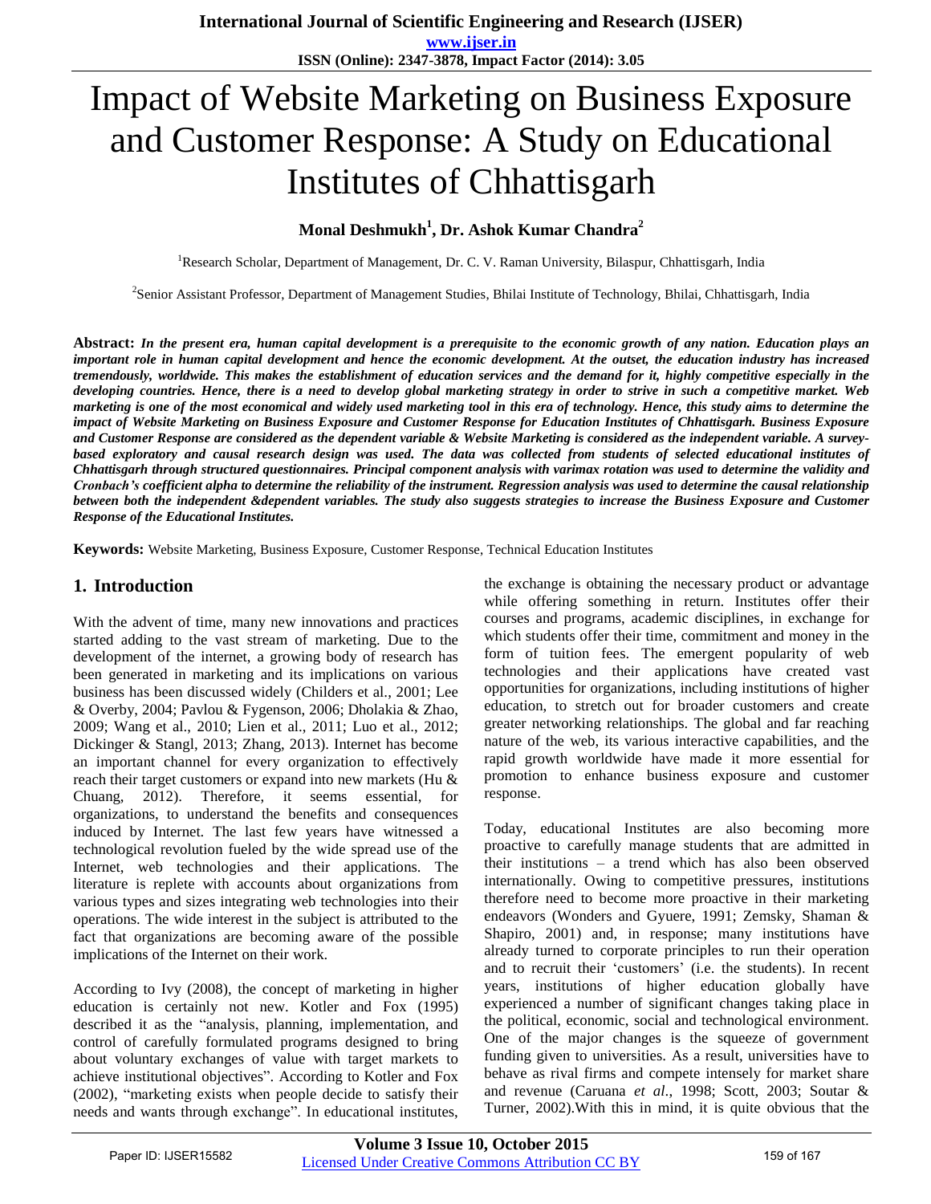# Impact of Website Marketing on Business Exposure and Customer Response: A Study on Educational Institutes of Chhattisgarh

**Monal Deshmukh[1], Dr. Ashok Kumar Chandra[2]**

[1]Research Scholar, Department of Management, Dr. C. V. Raman University, Bilaspur, Chhattisgarh, India

[2]Senior Assistant Professor, Department of Management Studies, Bhilai Institute of Technology, Bhilai, Chhattisgarh, India

**Abstract:** ***In the present era, human capital development is a prerequisite to the economic growth of any nation. Education plays an important role in human capital development and hence the economic development. At the outset, the education industry has increased tremendously, worldwide. This makes the establishment of education services and the demand for it, highly competitive especially in the developing countries. Hence, there is a need to develop global marketing strategy in order to strive in such a competitive market. Web marketing is one of the most economical and widely used marketing tool in this era of technology. Hence, this study aims to determine the impact of Website Marketing on Business Exposure and Customer Response for Education Institutes of Chhattisgarh. Business Exposure and Customer Response are considered as the dependent variable & Website Marketing is considered as the independent variable. A survey-based exploratory and causal research design was used. The data was collected from students of selected educational institutes of Chhattisgarh through structured questionnaires. Principal component analysis with varimax rotation was used to determine the validity and Cronbach's coefficient alpha to determine the reliability of the instrument. Regression analysis was used to determine the causal relationship between both the independent &dependent variables. The study also suggests strategies to increase the Business Exposure and Customer Response of the Educational Institutes.***

**Keywords:** Website Marketing, Business Exposure, Customer Response, Technical Education Institutes

## 1. Introduction

With the advent of time, many new innovations and practices started adding to the vast stream of marketing. Due to the development of the internet, a growing body of research has been generated in marketing and its implications on various business has been discussed widely (Childers et al., 2001; Lee & Overby, 2004; Pavlou & Fygenson, 2006; Dholakia & Zhao, 2009; Wang et al., 2010; Lien et al., 2011; Luo et al., 2012; Dickinger & Stangl, 2013; Zhang, 2013). Internet has become an important channel for every organization to effectively reach their target customers or expand into new markets (Hu & Chuang, 2012). Therefore, it seems essential, for organizations, to understand the benefits and consequences induced by Internet. The last few years have witnessed a technological revolution fueled by the wide spread use of the Internet, web technologies and their applications. The literature is replete with accounts about organizations from various types and sizes integrating web technologies into their operations. The wide interest in the subject is attributed to the fact that organizations are becoming aware of the possible implications of the Internet on their work.

According to Ivy (2008), the concept of marketing in higher education is certainly not new. Kotler and Fox (1995) described it as the "analysis, planning, implementation, and control of carefully formulated programs designed to bring about voluntary exchanges of value with target markets to achieve institutional objectives". According to Kotler and Fox (2002), "marketing exists when people decide to satisfy their needs and wants through exchange". In educational institutes, the exchange is obtaining the necessary product or advantage while offering something in return. Institutes offer their courses and programs, academic disciplines, in exchange for which students offer their time, commitment and money in the form of tuition fees. The emergent popularity of web technologies and their applications have created vast opportunities for organizations, including institutions of higher education, to stretch out for broader customers and create greater networking relationships. The global and far reaching nature of the web, its various interactive capabilities, and the rapid growth worldwide have made it more essential for promotion to enhance business exposure and customer response.

Today, educational Institutes are also becoming more proactive to carefully manage students that are admitted in their institutions – a trend which has also been observed internationally. Owing to competitive pressures, institutions therefore need to become more proactive in their marketing endeavors (Wonders and Gyuere, 1991; Zemsky, Shaman & Shapiro, 2001) and, in response; many institutions have already turned to corporate principles to run their operation and to recruit their 'customers' (i.e. the students). In recent years, institutions of higher education globally have experienced a number of significant changes taking place in the political, economic, social and technological environment. One of the major changes is the squeeze of government funding given to universities. As a result, universities have to behave as rival firms and compete intensely for market share and revenue (Caruana *et al.*, 1998; Scott, 2003; Soutar & Turner, 2002).With this in mind, it is quite obvious that the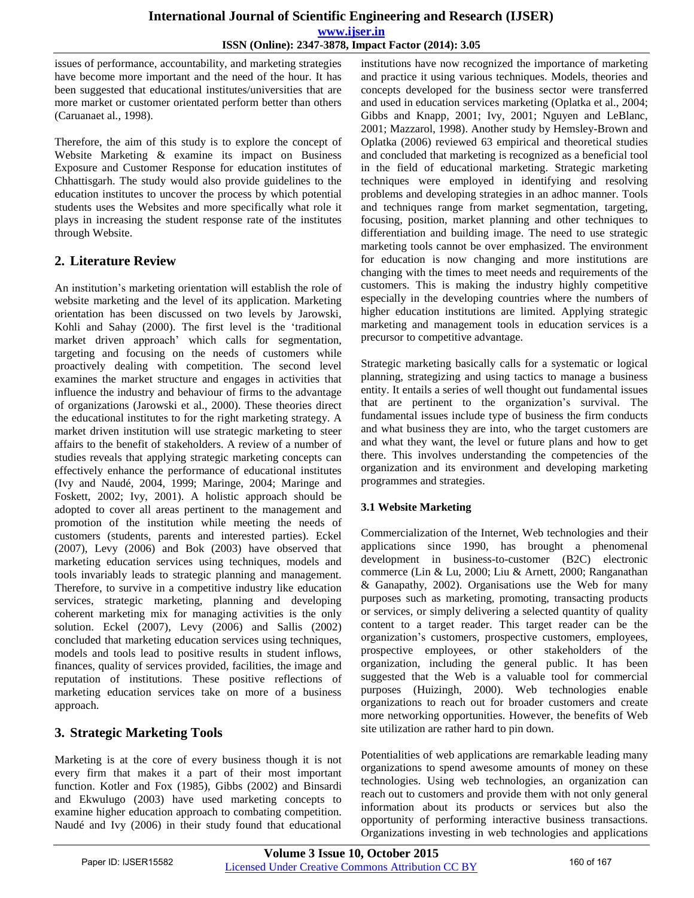issues of performance, accountability, and marketing strategies have become more important and the need of the hour. It has been suggested that educational institutes/universities that are more market or customer orientated perform better than others (Caruanaet al., 1998).

Therefore, the aim of this study is to explore the concept of Website Marketing & examine its impact on Business Exposure and Customer Response for education institutes of Chhattisgarh. The study would also provide guidelines to the education institutes to uncover the process by which potential students uses the Websites and more specifically what role it plays in increasing the student response rate of the institutes through Website.

## 2. Literature Review

An institution's marketing orientation will establish the role of website marketing and the level of its application. Marketing orientation has been discussed on two levels by Jarowski, Kohli and Sahay (2000). The first level is the 'traditional market driven approach' which calls for segmentation, targeting and focusing on the needs of customers while proactively dealing with competition. The second level examines the market structure and engages in activities that influence the industry and behaviour of firms to the advantage of organizations (Jarowski et al., 2000). These theories direct the educational institutes to for the right marketing strategy. A market driven institution will use strategic marketing to steer affairs to the benefit of stakeholders. A review of a number of studies reveals that applying strategic marketing concepts can effectively enhance the performance of educational institutes (Ivy and Naudé, 2004, 1999; Maringe, 2004; Maringe and Foskett, 2002; Ivy, 2001). A holistic approach should be adopted to cover all areas pertinent to the management and promotion of the institution while meeting the needs of customers (students, parents and interested parties). Eckel (2007), Levy (2006) and Bok (2003) have observed that marketing education services using techniques, models and tools invariably leads to strategic planning and management. Therefore, to survive in a competitive industry like education services, strategic marketing, planning and developing coherent marketing mix for managing activities is the only solution. Eckel (2007), Levy (2006) and Sallis (2002) concluded that marketing education services using techniques, models and tools lead to positive results in student inflows, finances, quality of services provided, facilities, the image and reputation of institutions. These positive reflections of marketing education services take on more of a business approach.

## 3. Strategic Marketing Tools

Marketing is at the core of every business though it is not every firm that makes it a part of their most important function. Kotler and Fox (1985), Gibbs (2002) and Binsardi and Ekwulugo (2003) have used marketing concepts to examine higher education approach to combating competition. Naudé and Ivy (2006) in their study found that educational institutions have now recognized the importance of marketing and practice it using various techniques. Models, theories and concepts developed for the business sector were transferred and used in education services marketing (Oplatka et al., 2004; Gibbs and Knapp, 2001; Ivy, 2001; Nguyen and LeBlanc, 2001; Mazzarol, 1998). Another study by Hemsley-Brown and Oplatka (2006) reviewed 63 empirical and theoretical studies and concluded that marketing is recognized as a beneficial tool in the field of educational marketing. Strategic marketing techniques were employed in identifying and resolving problems and developing strategies in an adhoc manner. Tools and techniques range from market segmentation, targeting, focusing, position, market planning and other techniques to differentiation and building image. The need to use strategic marketing tools cannot be over emphasized. The environment for education is now changing and more institutions are changing with the times to meet needs and requirements of the customers. This is making the industry highly competitive especially in the developing countries where the numbers of higher education institutions are limited. Applying strategic marketing and management tools in education services is a precursor to competitive advantage.

Strategic marketing basically calls for a systematic or logical planning, strategizing and using tactics to manage a business entity. It entails a series of well thought out fundamental issues that are pertinent to the organization's survival. The fundamental issues include type of business the firm conducts and what business they are into, who the target customers are and what they want, the level or future plans and how to get there. This involves understanding the competencies of the organization and its environment and developing marketing programmes and strategies.

### 3.1 Website Marketing

Commercialization of the Internet, Web technologies and their applications since 1990, has brought a phenomenal development in business-to-customer (B2C) electronic commerce (Lin & Lu, 2000; Lin & Arnett, 2000; Ranganathan & Ganapathy, 2002). Organisations use the Web for many purposes such as marketing, promoting, transacting products or services, or simply delivering a selected quantity of quality content to a target reader. This target reader can be the organization's customers, prospective customers, employees, prospective employees, or other stakeholders of the organization, including the general public. It has been suggested that the Web is a valuable tool for commercial purposes (Huizingh, 2000). Web technologies enable organizations to reach out for broader customers and create more networking opportunities. However, the benefits of Web site utilization are rather hard to pin down.

Potentialities of web applications are remarkable leading many organizations to spend awesome amounts of money on these technologies. Using web technologies, an organization can reach out to customers and provide them with not only general information about its products or services but also the opportunity of performing interactive business transactions. Organizations investing in web technologies and applications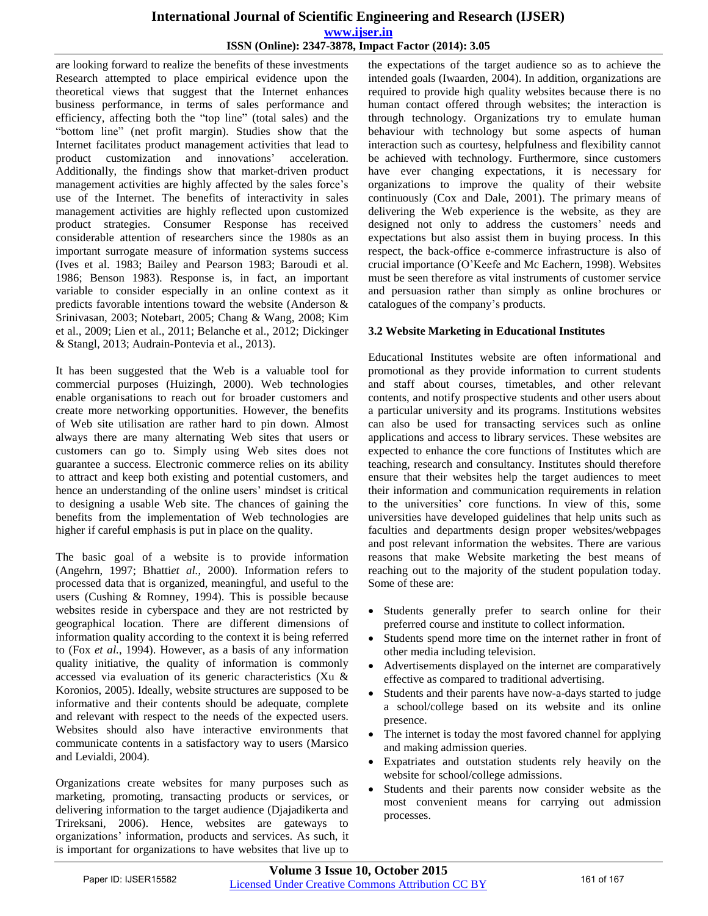are looking forward to realize the benefits of these investments Research attempted to place empirical evidence upon the theoretical views that suggest that the Internet enhances business performance, in terms of sales performance and efficiency, affecting both the "top line" (total sales) and the "bottom line" (net profit margin). Studies show that the Internet facilitates product management activities that lead to product customization and innovations' acceleration. Additionally, the findings show that market-driven product management activities are highly affected by the sales force's use of the Internet. The benefits of interactivity in sales management activities are highly reflected upon customized product strategies. Consumer Response has received considerable attention of researchers since the 1980s as an important surrogate measure of information systems success (Ives et al. 1983; Bailey and Pearson 1983; Baroudi et al. 1986; Benson 1983). Response is, in fact, an important variable to consider especially in an online context as it predicts favorable intentions toward the website (Anderson & Srinivasan, 2003; Notebart, 2005; Chang & Wang, 2008; Kim et al., 2009; Lien et al., 2011; Belanche et al., 2012; Dickinger & Stangl, 2013; Audrain-Pontevia et al., 2013).

It has been suggested that the Web is a valuable tool for commercial purposes (Huizingh, 2000). Web technologies enable organisations to reach out for broader customers and create more networking opportunities. However, the benefits of Web site utilisation are rather hard to pin down. Almost always there are many alternating Web sites that users or customers can go to. Simply using Web sites does not guarantee a success. Electronic commerce relies on its ability to attract and keep both existing and potential customers, and hence an understanding of the online users' mindset is critical to designing a usable Web site. The chances of gaining the benefits from the implementation of Web technologies are higher if careful emphasis is put in place on the quality.

The basic goal of a website is to provide information (Angehrn, 1997; Bhatti*et al.*, 2000). Information refers to processed data that is organized, meaningful, and useful to the users (Cushing & Romney, 1994). This is possible because websites reside in cyberspace and they are not restricted by geographical location. There are different dimensions of information quality according to the context it is being referred to (Fox *et al.*, 1994). However, as a basis of any information quality initiative, the quality of information is commonly accessed via evaluation of its generic characteristics (Xu & Koronios, 2005). Ideally, website structures are supposed to be informative and their contents should be adequate, complete and relevant with respect to the needs of the expected users. Websites should also have interactive environments that communicate contents in a satisfactory way to users (Marsico and Levialdi, 2004).

Organizations create websites for many purposes such as marketing, promoting, transacting products or services, or delivering information to the target audience (Djajadikerta and Trireksani, 2006). Hence, websites are gateways to organizations' information, products and services. As such, it is important for organizations to have websites that live up to the expectations of the target audience so as to achieve the intended goals (Iwaarden, 2004). In addition, organizations are required to provide high quality websites because there is no human contact offered through websites; the interaction is through technology. Organizations try to emulate human behaviour with technology but some aspects of human interaction such as courtesy, helpfulness and flexibility cannot be achieved with technology. Furthermore, since customers have ever changing expectations, it is necessary for organizations to improve the quality of their website continuously (Cox and Dale, 2001). The primary means of delivering the Web experience is the website, as they are designed not only to address the customers' needs and expectations but also assist them in buying process. In this respect, the back-office e-commerce infrastructure is also of crucial importance (O'Keefe and Mc Eachern, 1998). Websites must be seen therefore as vital instruments of customer service and persuasion rather than simply as online brochures or catalogues of the company's products.

### 3.2 Website Marketing in Educational Institutes

Educational Institutes website are often informational and promotional as they provide information to current students and staff about courses, timetables, and other relevant contents, and notify prospective students and other users about a particular university and its programs. Institutions websites can also be used for transacting services such as online applications and access to library services. These websites are expected to enhance the core functions of Institutes which are teaching, research and consultancy. Institutes should therefore ensure that their websites help the target audiences to meet their information and communication requirements in relation to the universities' core functions. In view of this, some universities have developed guidelines that help units such as faculties and departments design proper websites/webpages and post relevant information the websites. There are various reasons that make Website marketing the best means of reaching out to the majority of the student population today. Some of these are:

- Students generally prefer to search online for their preferred course and institute to collect information.
- Students spend more time on the internet rather in front of other media including television.
- Advertisements displayed on the internet are comparatively effective as compared to traditional advertising.
- Students and their parents have now-a-days started to judge a school/college based on its website and its online presence.
- The internet is today the most favored channel for applying and making admission queries.
- Expatriates and outstation students rely heavily on the website for school/college admissions.
- Students and their parents now consider website as the most convenient means for carrying out admission processes.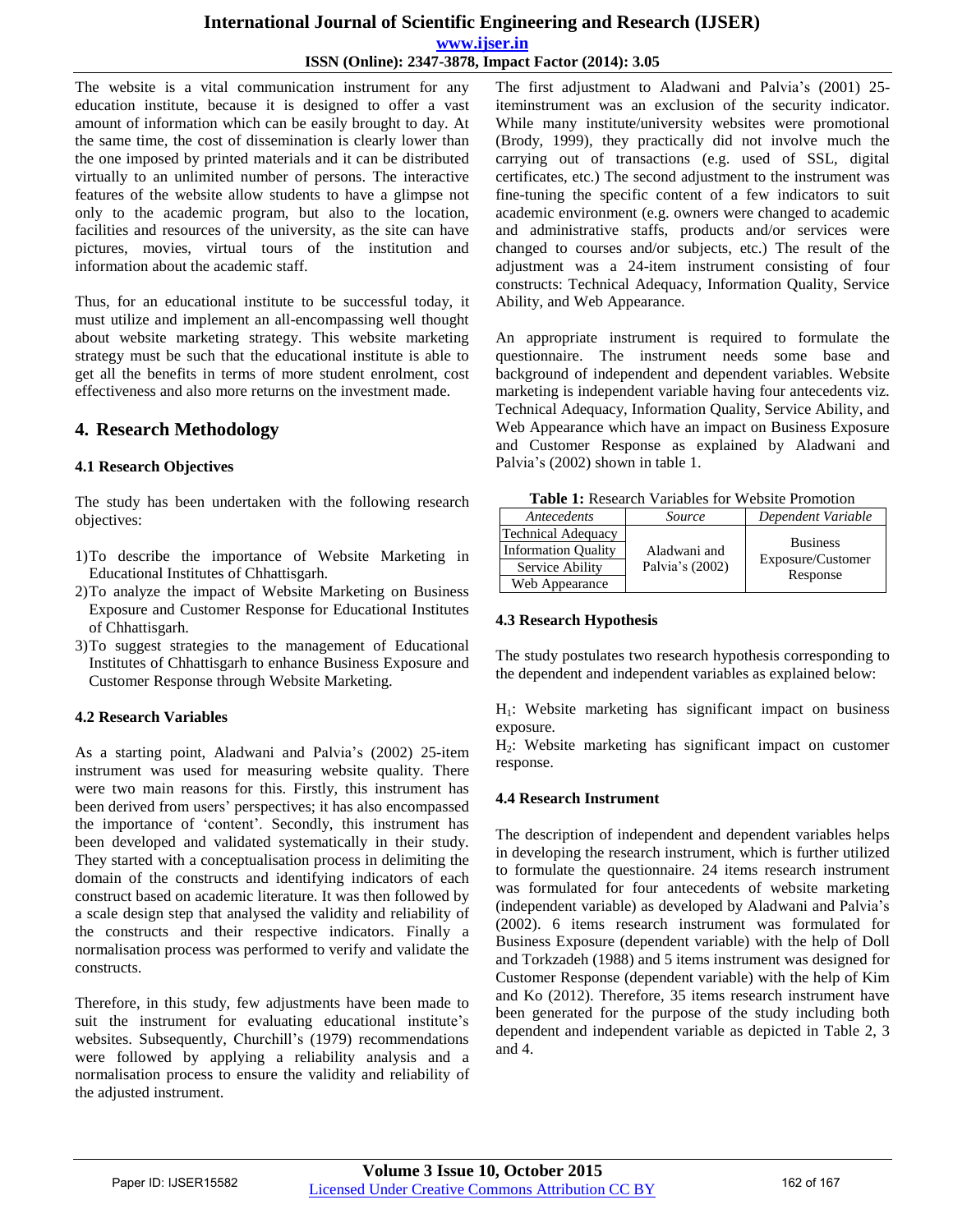The website is a vital communication instrument for any education institute, because it is designed to offer a vast amount of information which can be easily brought to day. At the same time, the cost of dissemination is clearly lower than the one imposed by printed materials and it can be distributed virtually to an unlimited number of persons. The interactive features of the website allow students to have a glimpse not only to the academic program, but also to the location, facilities and resources of the university, as the site can have pictures, movies, virtual tours of the institution and information about the academic staff.

Thus, for an educational institute to be successful today, it must utilize and implement an all-encompassing well thought about website marketing strategy. This website marketing strategy must be such that the educational institute is able to get all the benefits in terms of more student enrolment, cost effectiveness and also more returns on the investment made.

## 4. Research Methodology

### 4.1 Research Objectives

The study has been undertaken with the following research objectives:

1) To describe the importance of Website Marketing in Educational Institutes of Chhattisgarh.
2) To analyze the impact of Website Marketing on Business Exposure and Customer Response for Educational Institutes of Chhattisgarh.
3) To suggest strategies to the management of Educational Institutes of Chhattisgarh to enhance Business Exposure and Customer Response through Website Marketing.

### 4.2 Research Variables

As a starting point, Aladwani and Palvia's (2002) 25-item instrument was used for measuring website quality. There were two main reasons for this. Firstly, this instrument has been derived from users' perspectives; it has also encompassed the importance of 'content'. Secondly, this instrument has been developed and validated systematically in their study. They started with a conceptualisation process in delimiting the domain of the constructs and identifying indicators of each construct based on academic literature. It was then followed by a scale design step that analysed the validity and reliability of the constructs and their respective indicators. Finally a normalisation process was performed to verify and validate the constructs.

Therefore, in this study, few adjustments have been made to suit the instrument for evaluating educational institute's websites. Subsequently, Churchill's (1979) recommendations were followed by applying a reliability analysis and a normalisation process to ensure the validity and reliability of the adjusted instrument.

The first adjustment to Aladwani and Palvia's (2001) 25-iteminstrument was an exclusion of the security indicator. While many institute/university websites were promotional (Brody, 1999), they practically did not involve much the carrying out of transactions (e.g. used of SSL, digital certificates, etc.) The second adjustment to the instrument was fine-tuning the specific content of a few indicators to suit academic environment (e.g. owners were changed to academic and administrative staffs, products and/or services were changed to courses and/or subjects, etc.) The result of the adjustment was a 24-item instrument consisting of four constructs: Technical Adequacy, Information Quality, Service Ability, and Web Appearance.

An appropriate instrument is required to formulate the questionnaire. The instrument needs some base and background of independent and dependent variables. Website marketing is independent variable having four antecedents viz. Technical Adequacy, Information Quality, Service Ability, and Web Appearance which have an impact on Business Exposure and Customer Response as explained by Aladwani and Palvia's (2002) shown in table 1.

**Table 1:** Research Variables for Website Promotion

| *Antecedents* | *Source* | *Dependent Variable* |
|---|---|---|
| Technical Adequacy | Aladwani and Palvia's (2002) | Business Exposure/Customer Response |
| Information Quality | | |
| Service Ability | | |
| Web Appearance | | |

### 4.3 Research Hypothesis

The study postulates two research hypothesis corresponding to the dependent and independent variables as explained below:

$H_1$: Website marketing has significant impact on business exposure.
$H_2$: Website marketing has significant impact on customer response.

### 4.4 Research Instrument

The description of independent and dependent variables helps in developing the research instrument, which is further utilized to formulate the questionnaire. 24 items research instrument was formulated for four antecedents of website marketing (independent variable) as developed by Aladwani and Palvia's (2002). 6 items research instrument was formulated for Business Exposure (dependent variable) with the help of Doll and Torkzadeh (1988) and 5 items instrument was designed for Customer Response (dependent variable) with the help of Kim and Ko (2012). Therefore, 35 items research instrument have been generated for the purpose of the study including both dependent and independent variable as depicted in Table 2, 3 and 4.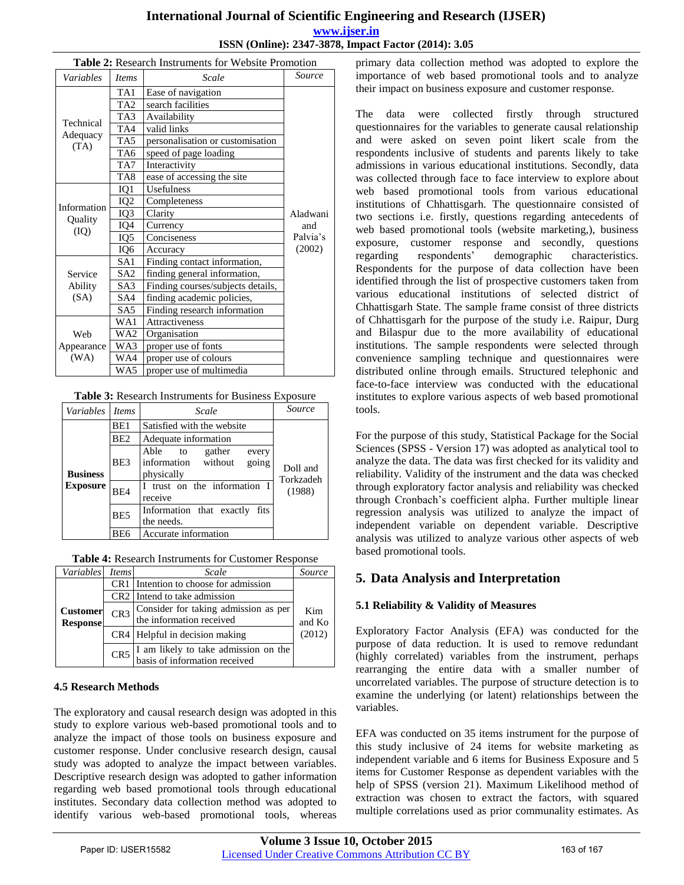**Table 2:** Research Instruments for Website Promotion

| *Variables* | *Items* | *Scale* | *Source* |
|---|---|---|---|
| Technical Adequacy (TA) | TA1 | Ease of navigation | Aladwani and Palvia's (2002) |
| | TA2 | search facilities | |
| | TA3 | Availability | |
| | TA4 | valid links | |
| | TA5 | personalisation or customisation | |
| | TA6 | speed of page loading | |
| | TA7 | Interactivity | |
| | TA8 | ease of accessing the site | |
| Information Quality (IQ) | IQ1 | Usefulness | |
| | IQ2 | Completeness | |
| | IQ3 | Clarity | |
| | IQ4 | Currency | |
| | IQ5 | Conciseness | |
| | IQ6 | Accuracy | |
| Service Ability (SA) | SA1 | Finding contact information, | |
| | SA2 | finding general information, | |
| | SA3 | Finding courses/subjects details, | |
| | SA4 | finding academic policies, | |
| | SA5 | Finding research information | |
| Web Appearance (WA) | WA1 | Attractiveness | |
| | WA2 | Organisation | |
| | WA3 | proper use of fonts | |
| | WA4 | proper use of colours | |
| | WA5 | proper use of multimedia | |

**Table 3:** Research Instruments for Business Exposure

| *Variables* | *Items* | *Scale* | *Source* |
|---|---|---|---|
| **Business Exposure** | BE1 | Satisfied with the website | Doll and Torkzadeh (1988) |
| | BE2 | Adequate information | |
| | BE3 | Able to gather every information without going physically | |
| | BE4 | I trust on the information I receive | |
| | BE5 | Information that exactly fits the needs. | |
| | BE6 | Accurate information | |

**Table 4:** Research Instruments for Customer Response

| *Variables* | *Items* | *Scale* | *Source* |
|---|---|---|---|
| **Customer Response** | CR1 | Intention to choose for admission | Kim and Ko (2012) |
| | CR2 | Intend to take admission | |
| | CR3 | Consider for taking admission as per the information received | |
| | CR4 | Helpful in decision making | |
| | CR5 | I am likely to take admission on the basis of information received | |

### 4.5 Research Methods

The exploratory and causal research design was adopted in this study to explore various web-based promotional tools and to analyze the impact of those tools on business exposure and customer response. Under conclusive research design, causal study was adopted to analyze the impact between variables. Descriptive research design was adopted to gather information regarding web based promotional tools through educational institutes. Secondary data collection method was adopted to identify various web-based promotional tools, whereas primary data collection method was adopted to explore the importance of web based promotional tools and to analyze their impact on business exposure and customer response.

The data were collected firstly through structured questionnaires for the variables to generate causal relationship and were asked on seven point likert scale from the respondents inclusive of students and parents likely to take admissions in various educational institutions. Secondly, data was collected through face to face interview to explore about web based promotional tools from various educational institutions of Chhattisgarh. The questionnaire consisted of two sections i.e. firstly, questions regarding antecedents of web based promotional tools (website marketing,), business exposure, customer response and secondly, questions regarding respondents' demographic characteristics. Respondents for the purpose of data collection have been identified through the list of prospective customers taken from various educational institutions of selected district of Chhattisgarh State. The sample frame consist of three districts of Chhattisgarh for the purpose of the study i.e. Raipur, Durg and Bilaspur due to the more availability of educational institutions. The sample respondents were selected through convenience sampling technique and questionnaires were distributed online through emails. Structured telephonic and face-to-face interview was conducted with the educational institutes to explore various aspects of web based promotional tools.

For the purpose of this study, Statistical Package for the Social Sciences (SPSS - Version 17) was adopted as analytical tool to analyze the data. The data was first checked for its validity and reliability. Validity of the instrument and the data was checked through exploratory factor analysis and reliability was checked through Cronbach's coefficient alpha. Further multiple linear regression analysis was utilized to analyze the impact of independent variable on dependent variable. Descriptive analysis was utilized to analyze various other aspects of web based promotional tools.

## 5. Data Analysis and Interpretation

### 5.1 Reliability & Validity of Measures

Exploratory Factor Analysis (EFA) was conducted for the purpose of data reduction. It is used to remove redundant (highly correlated) variables from the instrument, perhaps rearranging the entire data with a smaller number of uncorrelated variables. The purpose of structure detection is to examine the underlying (or latent) relationships between the variables.

EFA was conducted on 35 items instrument for the purpose of this study inclusive of 24 items for website marketing as independent variable and 6 items for Business Exposure and 5 items for Customer Response as dependent variables with the help of SPSS (version 21). Maximum Likelihood method of extraction was chosen to extract the factors, with squared multiple correlations used as prior community estimates. As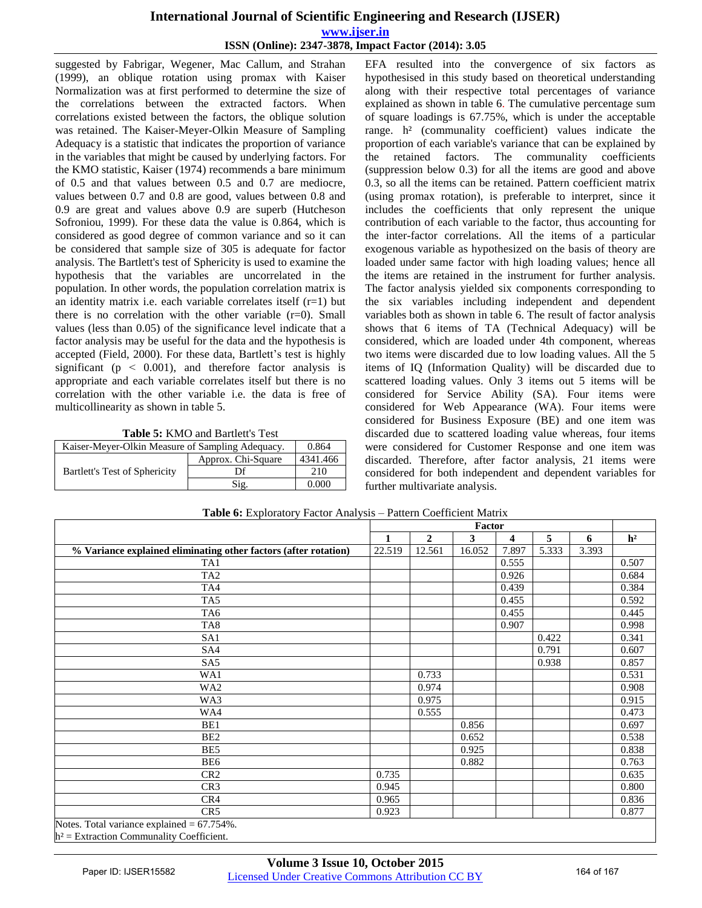suggested by Fabrigar, Wegener, Mac Callum, and Strahan (1999), an oblique rotation using promax with Kaiser Normalization was at first performed to determine the size of the correlations between the extracted factors. When correlations existed between the factors, the oblique solution was retained. The Kaiser-Meyer-Olkin Measure of Sampling Adequacy is a statistic that indicates the proportion of variance in the variables that might be caused by underlying factors. For the KMO statistic, Kaiser (1974) recommends a bare minimum of 0.5 and that values between 0.5 and 0.7 are mediocre, values between 0.7 and 0.8 are good, values between 0.8 and 0.9 are great and values above 0.9 are superb (Hutcheson Sofroniou, 1999). For these data the value is 0.864, which is considered as good degree of common variance and so it can be considered that sample size of 305 is adequate for factor analysis. The Bartlett's test of Sphericity is used to examine the hypothesis that the variables are uncorrelated in the population. In other words, the population correlation matrix is an identity matrix i.e. each variable correlates itself ($r=1$) but there is no correlation with the other variable ($r=0$). Small values (less than 0.05) of the significance level indicate that a factor analysis may be useful for the data and the hypothesis is accepted (Field, 2000). For these data, Bartlett's test is highly significant ($p < 0.001$), and therefore factor analysis is appropriate and each variable correlates itself but there is no correlation with the other variable i.e. the data is free of multicollinearity as shown in table 5.

**Table 5:** KMO and Bartlett's Test

| Kaiser-Meyer-Olkin Measure of Sampling Adequacy. | | 0.864 |
|---|---|---|
| Bartlett's Test of Sphericity | Approx. Chi-Square | 4341.466 |
| | Df | 210 |
| | Sig. | 0.000 |

EFA resulted into the convergence of six factors as hypothesised in this study based on theoretical understanding along with their respective total percentages of variance explained as shown in table 6. The cumulative percentage sum of square loadings is 67.75%, which is under the acceptable range. h² (communality coefficient) values indicate the proportion of each variable's variance that can be explained by the retained factors. The communality coefficients (suppression below 0.3) for all the items are good and above 0.3, so all the items can be retained. Pattern coefficient matrix (using promax rotation), is preferable to interpret, since it includes the coefficients that only represent the unique contribution of each variable to the factor, thus accounting for the inter-factor correlations. All the items of a particular exogenous variable as hypothesized on the basis of theory are loaded under same factor with high loading values; hence all the items are retained in the instrument for further analysis. The factor analysis yielded six components corresponding to the six variables including independent and dependent variables both as shown in table 6. The result of factor analysis shows that 6 items of TA (Technical Adequacy) will be considered, which are loaded under 4th component, whereas two items were discarded due to low loading values. All the 5 items of IQ (Information Quality) will be discarded due to scattered loading values. Only 3 items out 5 items will be considered for Service Ability (SA). Four items were considered for Web Appearance (WA). Four items were considered for Business Exposure (BE) and one item was discarded due to scattered loading value whereas, four items were considered for Customer Response and one item was discarded. Therefore, after factor analysis, 21 items were considered for both independent and dependent variables for further multivariate analysis.

**Table 6:** Exploratory Factor Analysis – Pattern Coefficient Matrix

| | Factor | | | | | | |
|---|---|---|---|---|---|---|---|
| | 1 | 2 | 3 | 4 | 5 | 6 | h² |
| **% Variance explained eliminating other factors (after rotation)** | 22.519 | 12.561 | 16.052 | 7.897 | 5.333 | 3.393 | |
| TA1 | | | | 0.555 | | | 0.507 |
| TA2 | | | | 0.926 | | | 0.684 |
| TA4 | | | | 0.439 | | | 0.384 |
| TA5 | | | | 0.455 | | | 0.592 |
| TA6 | | | | 0.455 | | | 0.445 |
| TA8 | | | | 0.907 | | | 0.998 |
| SA1 | | | | | 0.422 | | 0.341 |
| SA4 | | | | | 0.791 | | 0.607 |
| SA5 | | | | | 0.938 | | 0.857 |
| WA1 | | 0.733 | | | | | 0.531 |
| WA2 | | 0.974 | | | | | 0.908 |
| WA3 | | 0.975 | | | | | 0.915 |
| WA4 | | 0.555 | | | | | 0.473 |
| BE1 | | | 0.856 | | | | 0.697 |
| BE2 | | | 0.652 | | | | 0.538 |
| BE5 | | | 0.925 | | | | 0.838 |
| BE6 | | | 0.882 | | | | 0.763 |
| CR2 | 0.735 | | | | | | 0.635 |
| CR3 | 0.945 | | | | | | 0.800 |
| CR4 | 0.965 | | | | | | 0.836 |
| CR5 | 0.923 | | | | | | 0.877 |

Notes. Total variance explained = 67.754%.
h² = Extraction Communality Coefficient.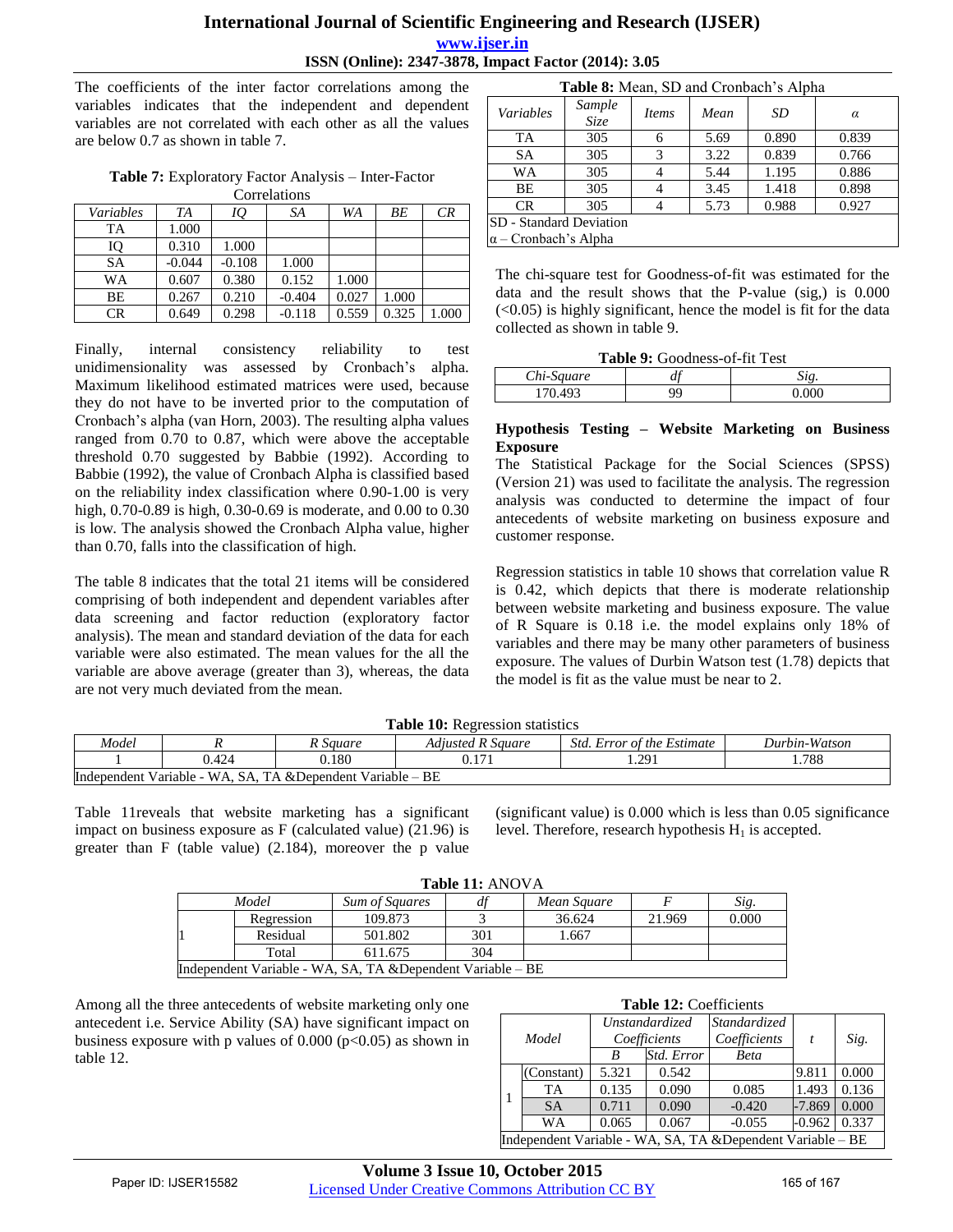The coefficients of the inter factor correlations among the variables indicates that the independent and dependent variables are not correlated with each other as all the values are below 0.7 as shown in table 7.

**Table 7:** Exploratory Factor Analysis – Inter-Factor Correlations

| *Variables* | *TA* | *IQ* | *SA* | *WA* | *BE* | *CR* |
|---|---|---|---|---|---|---|
| TA | 1.000 | | | | | |
| IQ | 0.310 | 1.000 | | | | |
| SA | -0.044 | -0.108 | 1.000 | | | |
| WA | 0.607 | 0.380 | 0.152 | 1.000 | | |
| BE | 0.267 | 0.210 | -0.404 | 0.027 | 1.000 | |
| CR | 0.649 | 0.298 | -0.118 | 0.559 | 0.325 | 1.000 |

Finally, internal consistency reliability to test unidimensionality was assessed by Cronbach's alpha. Maximum likelihood estimated matrices were used, because they do not have to be inverted prior to the computation of Cronbach's alpha (van Horn, 2003). The resulting alpha values ranged from 0.70 to 0.87, which were above the acceptable threshold 0.70 suggested by Babbie (1992). According to Babbie (1992), the value of Cronbach Alpha is classified based on the reliability index classification where 0.90-1.00 is very high, 0.70-0.89 is high, 0.30-0.69 is moderate, and 0.00 to 0.30 is low. The analysis showed the Cronbach Alpha value, higher than 0.70, falls into the classification of high.

The table 8 indicates that the total 21 items will be considered comprising of both independent and dependent variables after data screening and factor reduction (exploratory factor analysis). The mean and standard deviation of the data for each variable were also estimated. The mean values for the all the variable are above average (greater than 3), whereas, the data are not very much deviated from the mean.

**Table 8:** Mean, SD and Cronbach's Alpha

| *Variables* | *Sample Size* | *Items* | *Mean* | *SD* | *α* |
|---|---|---|---|---|---|
| TA | 305 | 6 | 5.69 | 0.890 | 0.839 |
| SA | 305 | 3 | 3.22 | 0.839 | 0.766 |
| WA | 305 | 4 | 5.44 | 1.195 | 0.886 |
| BE | 305 | 4 | 3.45 | 1.418 | 0.898 |
| CR | 305 | 4 | 5.73 | 0.988 | 0.927 |

SD - Standard Deviation
α – Cronbach's Alpha

The chi-square test for Goodness-of-fit was estimated for the data and the result shows that the P-value (sig,) is 0.000 (<0.05) is highly significant, hence the model is fit for the data collected as shown in table 9.

**Table 9:** Goodness-of-fit Test

| *Chi-Square* | *df* | *Sig.* |
|---|---|---|
| 170.493 | 99 | 0.000 |

### Hypothesis Testing – Website Marketing on Business Exposure

The Statistical Package for the Social Sciences (SPSS) (Version 21) was used to facilitate the analysis. The regression analysis was conducted to determine the impact of four antecedents of website marketing on business exposure and customer response.

Regression statistics in table 10 shows that correlation value R is 0.42, which depicts that there is moderate relationship between website marketing and business exposure. The value of R Square is 0.18 i.e. the model explains only 18% of variables and there may be many other parameters of business exposure. The values of Durbin Watson test (1.78) depicts that the model is fit as the value must be near to 2.

**Table 10:** Regression statistics

| *Model* | *R* | *R Square* | *Adjusted R Square* | *Std. Error of the Estimate* | *Durbin-Watson* |
|---|---|---|---|---|---|
| 1 | 0.424 | 0.180 | 0.171 | 1.291 | 1.788 |

Independent Variable - WA, SA, TA &Dependent Variable – BE

Table 11reveals that website marketing has a significant impact on business exposure as F (calculated value) (21.96) is greater than F (table value) (2.184), moreover the p value (significant value) is 0.000 which is less than 0.05 significance level. Therefore, research hypothesis $H_1$ is accepted.

**Table 11:** ANOVA

| *Model* | | *Sum of Squares* | *df* | *Mean Square* | *F* | *Sig.* |
|---|---|---|---|---|---|---|
| 1 | Regression | 109.873 | 3 | 36.624 | 21.969 | 0.000 |
| | Residual | 501.802 | 301 | 1.667 | | |
| | Total | 611.675 | 304 | | | |

Independent Variable - WA, SA, TA &Dependent Variable – BE

Among all the three antecedents of website marketing only one antecedent i.e. Service Ability (SA) have significant impact on business exposure with p values of 0.000 (p<0.05) as shown in table 12.

**Table 12:** Coefficients

| *Model* | | *Unstandardized Coefficients* | | *Standardized Coefficients* | *t* | *Sig.* |
|---|---|---|---|---|---|---|
| | | *B* | *Std. Error* | *Beta* | | |
| 1 | (Constant) | 5.321 | 0.542 | | 9.811 | 0.000 |
| | TA | 0.135 | 0.090 | 0.085 | 1.493 | 0.136 |
| | SA | 0.711 | 0.090 | -0.420 | -7.869 | 0.000 |
| | WA | 0.065 | 0.067 | -0.055 | -0.962 | 0.337 |

Independent Variable - WA, SA, TA &Dependent Variable – BE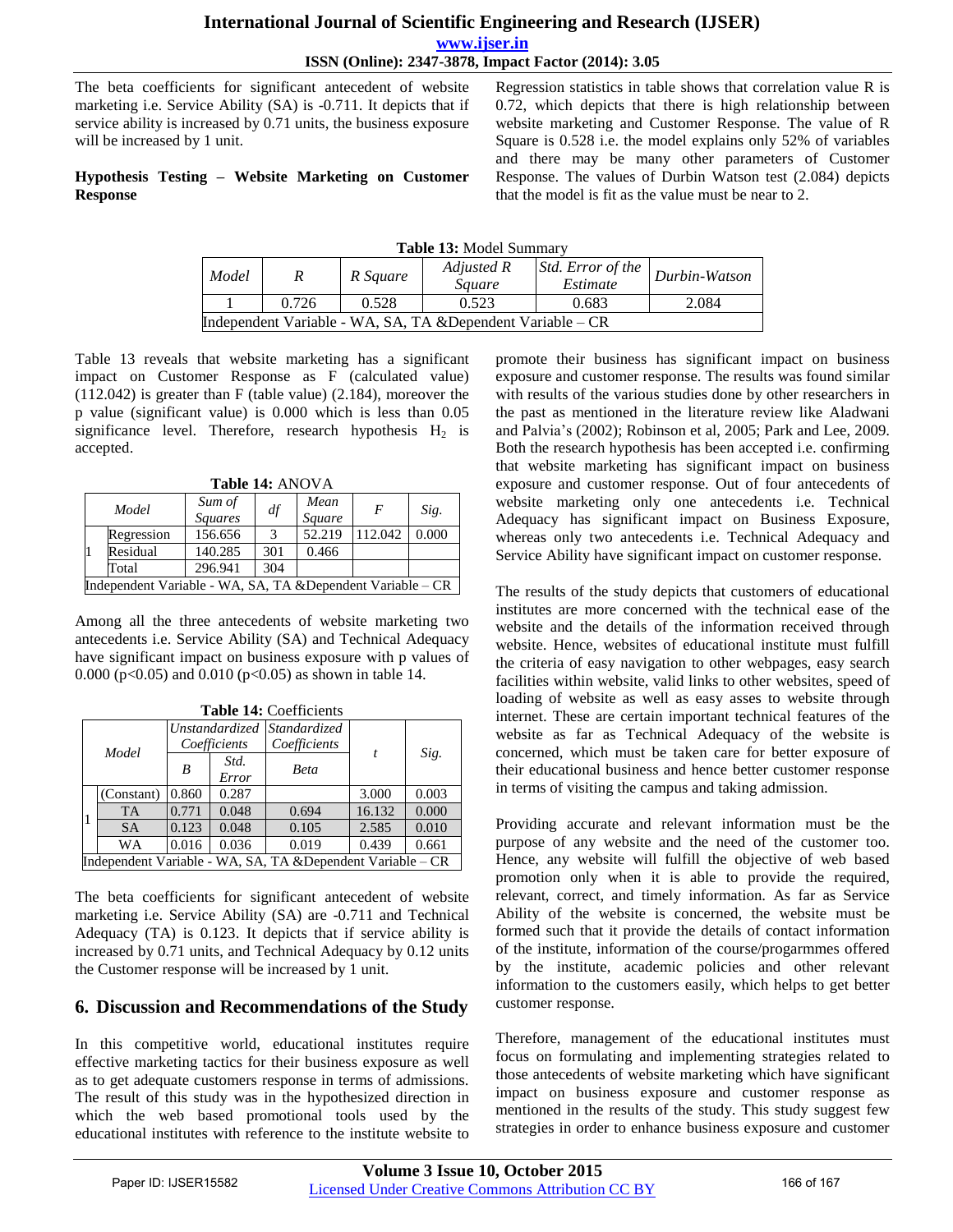The beta coefficients for significant antecedent of website marketing i.e. Service Ability (SA) is -0.711. It depicts that if service ability is increased by 0.71 units, the business exposure will be increased by 1 unit.

**Hypothesis Testing – Website Marketing on Customer Response**

Regression statistics in table shows that correlation value R is 0.72, which depicts that there is high relationship between website marketing and Customer Response. The value of R Square is 0.528 i.e. the model explains only 52% of variables and there may be many other parameters of Customer Response. The values of Durbin Watson test (2.084) depicts that the model is fit as the value must be near to 2.

**Table 13:** Model Summary

| *Model* | *R* | *R Square* | *Adjusted R Square* | *Std. Error of the Estimate* | *Durbin-Watson* |
|---|---|---|---|---|---|
| 1 | 0.726 | 0.528 | 0.523 | 0.683 | 2.084 |
| Independent Variable - WA, SA, TA &Dependent Variable – CR | | | | | |

Table 13 reveals that website marketing has a significant impact on Customer Response as F (calculated value) (112.042) is greater than F (table value) (2.184), moreover the p value (significant value) is 0.000 which is less than 0.05 significance level. Therefore, research hypothesis $H_2$ is accepted.

**Table 14:** ANOVA

| *Model* | | *Sum of Squares* | *df* | *Mean Square* | *F* | *Sig.* |
|---|---|---|---|---|---|---|
| 1 | Regression | 156.656 | 3 | 52.219 | 112.042 | 0.000 |
| | Residual | 140.285 | 301 | 0.466 | | |
| | Total | 296.941 | 304 | | | |
| Independent Variable - WA, SA, TA &Dependent Variable – CR | | | | | | |

Among all the three antecedents of website marketing two antecedents i.e. Service Ability (SA) and Technical Adequacy have significant impact on business exposure with p values of 0.000 (p<0.05) and 0.010 (p<0.05) as shown in table 14.

**Table 14:** Coefficients

| *Model* | | *Unstandardized Coefficients* | | *Standardized Coefficients* | *t* | *Sig.* |
|---|---|---|---|---|---|---|
| | | *B* | *Std. Error* | *Beta* | | |
| 1 | (Constant) | 0.860 | 0.287 | | 3.000 | 0.003 |
| | TA | 0.771 | 0.048 | 0.694 | 16.132 | 0.000 |
| | SA | 0.123 | 0.048 | 0.105 | 2.585 | 0.010 |
| | WA | 0.016 | 0.036 | 0.019 | 0.439 | 0.661 |
| Independent Variable - WA, SA, TA &Dependent Variable – CR | | | | | | |

The beta coefficients for significant antecedent of website marketing i.e. Service Ability (SA) are -0.711 and Technical Adequacy (TA) is 0.123. It depicts that if service ability is increased by 0.71 units, and Technical Adequacy by 0.12 units the Customer response will be increased by 1 unit.

## 6. Discussion and Recommendations of the Study

In this competitive world, educational institutes require effective marketing tactics for their business exposure as well as to get adequate customers response in terms of admissions. The result of this study was in the hypothesized direction in which the web based promotional tools used by the educational institutes with reference to the institute website to promote their business has significant impact on business exposure and customer response. The results was found similar with results of the various studies done by other researchers in the past as mentioned in the literature review like Aladwani and Palvia's (2002); Robinson et al, 2005; Park and Lee, 2009. Both the research hypothesis has been accepted i.e. confirming that website marketing has significant impact on business exposure and customer response. Out of four antecedents of website marketing only one antecedents i.e. Technical Adequacy has significant impact on Business Exposure, whereas only two antecedents i.e. Technical Adequacy and Service Ability have significant impact on customer response.

The results of the study depicts that customers of educational institutes are more concerned with the technical ease of the website and the details of the information received through website. Hence, websites of educational institute must fulfill the criteria of easy navigation to other webpages, easy search facilities within website, valid links to other websites, speed of loading of website as well as easy asses to website through internet. These are certain important technical features of the website as far as Technical Adequacy of the website is concerned, which must be taken care for better exposure of their educational business and hence better customer response in terms of visiting the campus and taking admission.

Providing accurate and relevant information must be the purpose of any website and the need of the customer too. Hence, any website will fulfill the objective of web based promotion only when it is able to provide the required, relevant, correct, and timely information. As far as Service Ability of the website is concerned, the website must be formed such that it provide the details of contact information of the institute, information of the course/progarmmes offered by the institute, academic policies and other relevant information to the customers easily, which helps to get better customer response.

Therefore, management of the educational institutes must focus on formulating and implementing strategies related to those antecedents of website marketing which have significant impact on business exposure and customer response as mentioned in the results of the study. This study suggest few strategies in order to enhance business exposure and customer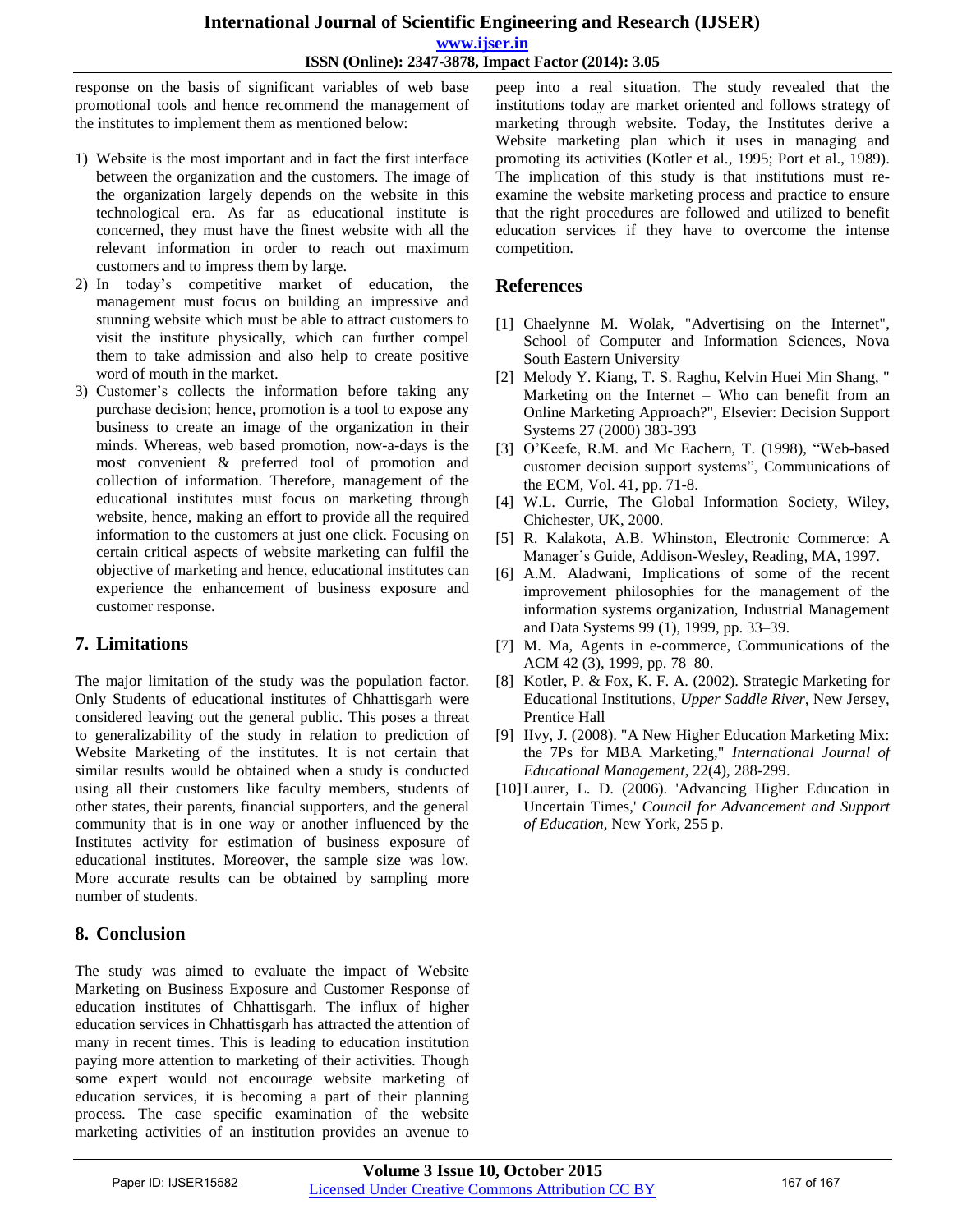response on the basis of significant variables of web base promotional tools and hence recommend the management of the institutes to implement them as mentioned below:

1) Website is the most important and in fact the first interface between the organization and the customers. The image of the organization largely depends on the website in this technological era. As far as educational institute is concerned, they must have the finest website with all the relevant information in order to reach out maximum customers and to impress them by large.
2) In today's competitive market of education, the management must focus on building an impressive and stunning website which must be able to attract customers to visit the institute physically, which can further compel them to take admission and also help to create positive word of mouth in the market.
3) Customer's collects the information before taking any purchase decision; hence, promotion is a tool to expose any business to create an image of the organization in their minds. Whereas, web based promotion, now-a-days is the most convenient & preferred tool of promotion and collection of information. Therefore, management of the educational institutes must focus on marketing through website, hence, making an effort to provide all the required information to the customers at just one click. Focusing on certain critical aspects of website marketing can fulfil the objective of marketing and hence, educational institutes can experience the enhancement of business exposure and customer response.

## 7. Limitations

The major limitation of the study was the population factor. Only Students of educational institutes of Chhattisgarh were considered leaving out the general public. This poses a threat to generalizability of the study in relation to prediction of Website Marketing of the institutes. It is not certain that similar results would be obtained when a study is conducted using all their customers like faculty members, students of other states, their parents, financial supporters, and the general community that is in one way or another influenced by the Institutes activity for estimation of business exposure of educational institutes. Moreover, the sample size was low. More accurate results can be obtained by sampling more number of students.

## 8. Conclusion

The study was aimed to evaluate the impact of Website Marketing on Business Exposure and Customer Response of education institutes of Chhattisgarh. The influx of higher education services in Chhattisgarh has attracted the attention of many in recent times. This is leading to education institution paying more attention to marketing of their activities. Though some expert would not encourage website marketing of education services, it is becoming a part of their planning process. The case specific examination of the website marketing activities of an institution provides an avenue to peep into a real situation. The study revealed that the institutions today are market oriented and follows strategy of marketing through website. Today, the Institutes derive a Website marketing plan which it uses in managing and promoting its activities (Kotler et al., 1995; Port et al., 1989). The implication of this study is that institutions must re-examine the website marketing process and practice to ensure that the right procedures are followed and utilized to benefit education services if they have to overcome the intense competition.

## References

[1] Chaelynne M. Wolak, "Advertising on the Internet", School of Computer and Information Sciences, Nova South Eastern University

[2] Melody Y. Kiang, T. S. Raghu, Kelvin Huei Min Shang, " Marketing on the Internet – Who can benefit from an Online Marketing Approach?", Elsevier: Decision Support Systems 27 (2000) 383-393

[3] O'Keefe, R.M. and Mc Eachern, T. (1998), "Web-based customer decision support systems", Communications of the ECM, Vol. 41, pp. 71-8.

[4] W.L. Currie, The Global Information Society, Wiley, Chichester, UK, 2000.

[5] R. Kalakota, A.B. Whinston, Electronic Commerce: A Manager's Guide, Addison-Wesley, Reading, MA, 1997.

[6] A.M. Aladwani, Implications of some of the recent improvement philosophies for the management of the information systems organization, Industrial Management and Data Systems 99 (1), 1999, pp. 33–39.

[7] M. Ma, Agents in e-commerce, Communications of the ACM 42 (3), 1999, pp. 78–80.

[8] Kotler, P. & Fox, K. F. A. (2002). Strategic Marketing for Educational Institutions, *Upper Saddle River*, New Jersey, Prentice Hall

[9] IIvy, J. (2008). "A New Higher Education Marketing Mix: the 7Ps for MBA Marketing," *International Journal of Educational Management*, 22(4), 288-299.

[10] Laurer, L. D. (2006). 'Advancing Higher Education in Uncertain Times,' *Council for Advancement and Support of Education*, New York, 255 p.